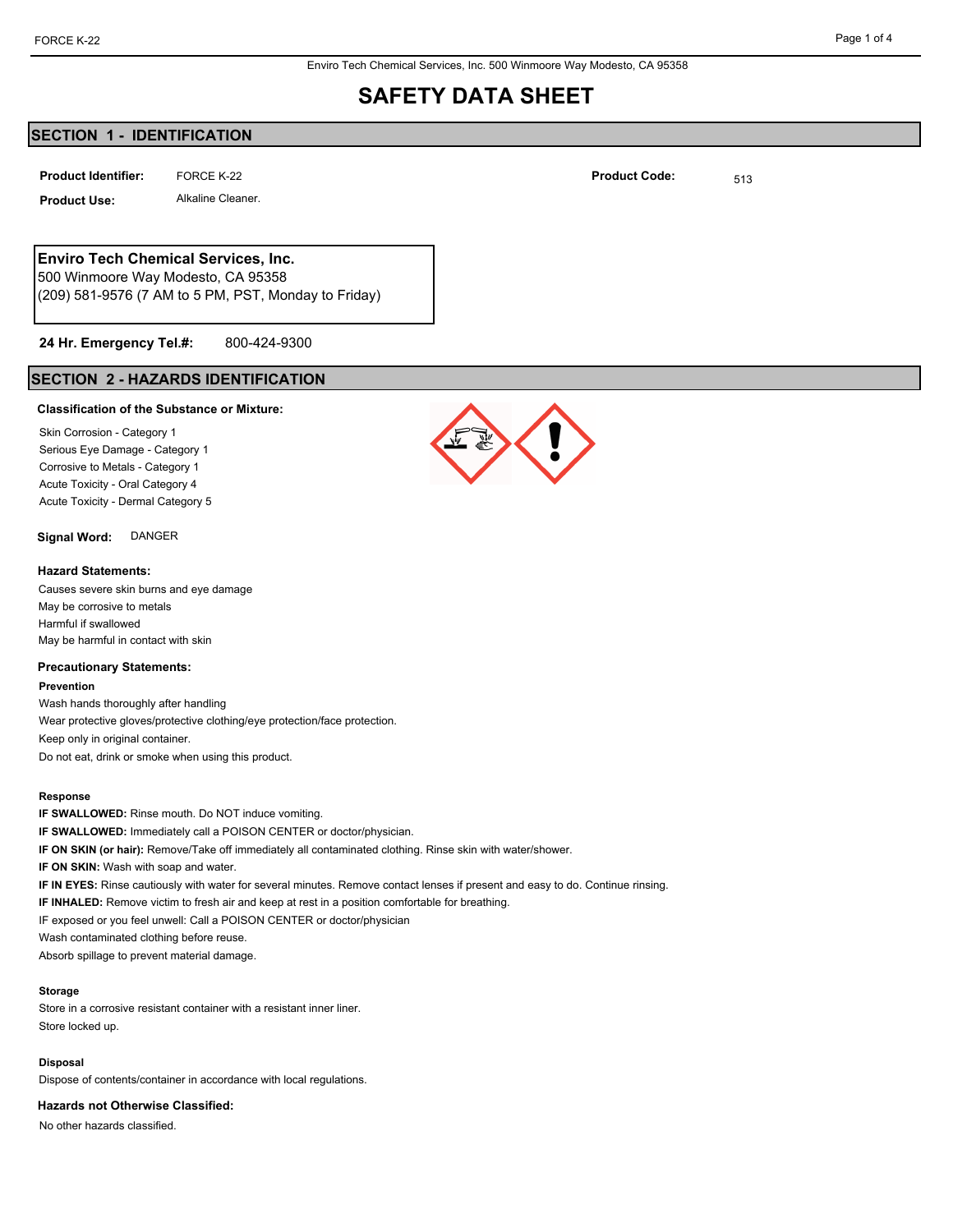Enviro Tech Chemical Services, Inc. 500 Winmoore Way Modesto, CA 95358

# SAFETY DATA SHEET

## SECTION 1 - IDENTIFICATION

**Product Identifier:** FORCE K-22

**Product Code:** 513

**Product Use:** Alkaline Cleaner.

**Enviro Tech Chemical Services, Inc.**
500 Winmoore Way Modesto, CA 95358
(209) 581-9576 (7 AM to 5 PM, PST, Monday to Friday)

**24 Hr. Emergency Tel.#:** 800-424-9300

## SECTION 2 - HAZARDS IDENTIFICATION

**Classification of the Substance or Mixture:**

Skin Corrosion - Category 1
Serious Eye Damage - Category 1
Corrosive to Metals - Category 1
Acute Toxicity - Oral Category 4
Acute Toxicity - Dermal Category 5

**Signal Word:** DANGER

**Hazard Statements:**

Causes severe skin burns and eye damage
May be corrosive to metals
Harmful if swallowed
May be harmful in contact with skin

**Precautionary Statements:**

**Prevention**

Wash hands thoroughly after handling
Wear protective gloves/protective clothing/eye protection/face protection.
Keep only in original container.
Do not eat, drink or smoke when using this product.

**Response**

**IF SWALLOWED:** Rinse mouth. Do NOT induce vomiting.
**IF SWALLOWED:** Immediately call a POISON CENTER or doctor/physician.
**IF ON SKIN (or hair):** Remove/Take off immediately all contaminated clothing. Rinse skin with water/shower.
**IF ON SKIN:** Wash with soap and water.
**IF IN EYES:** Rinse cautiously with water for several minutes. Remove contact lenses if present and easy to do. Continue rinsing.
**IF INHALED:** Remove victim to fresh air and keep at rest in a position comfortable for breathing.
IF exposed or you feel unwell: Call a POISON CENTER or doctor/physician
Wash contaminated clothing before reuse.
Absorb spillage to prevent material damage.

**Storage**

Store in a corrosive resistant container with a resistant inner liner.
Store locked up.

**Disposal**

Dispose of contents/container in accordance with local regulations.

**Hazards not Otherwise Classified:**

No other hazards classified.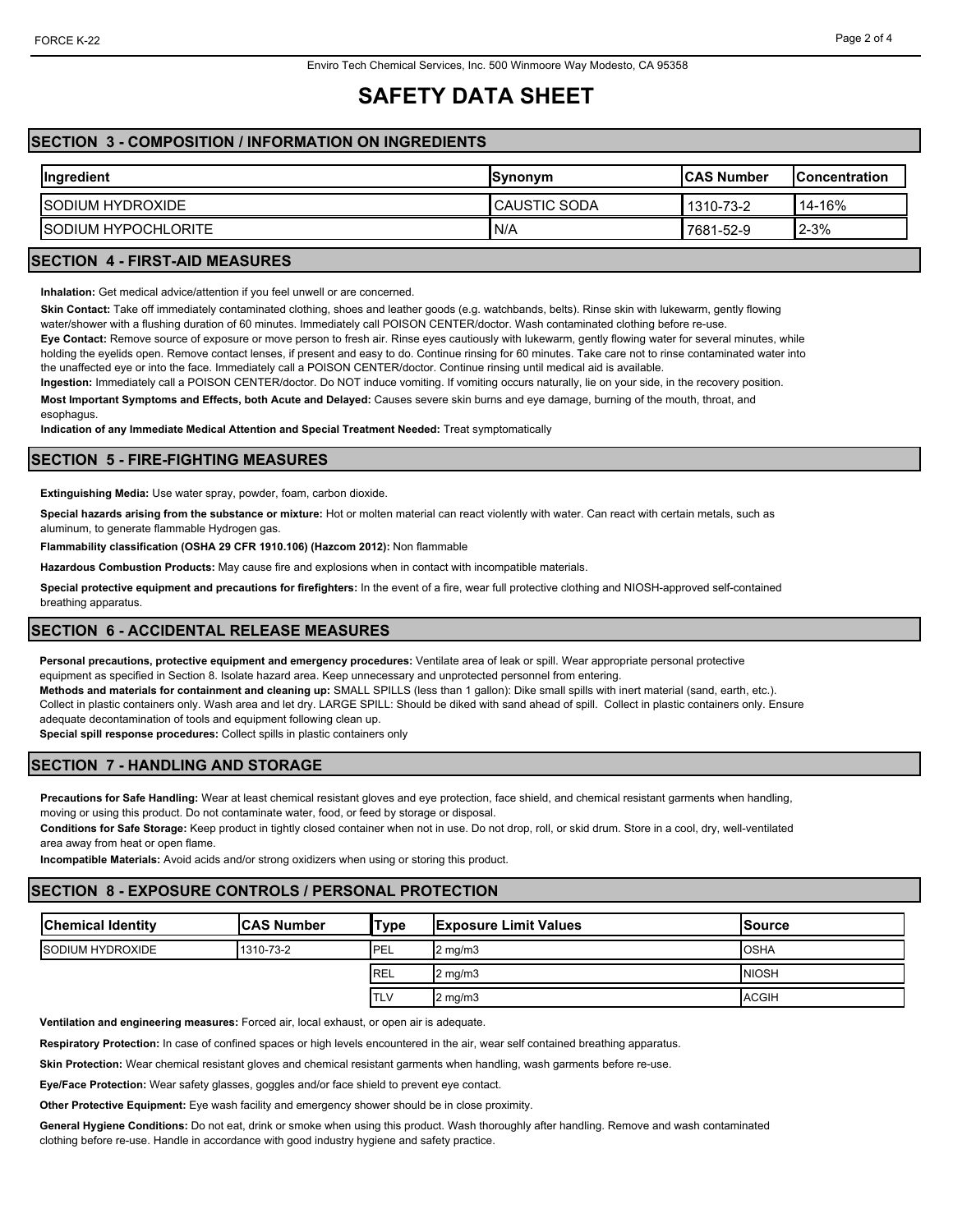Enviro Tech Chemical Services, Inc. 500 Winmoore Way Modesto, CA 95358

# SAFETY DATA SHEET

## SECTION 3 - COMPOSITION / INFORMATION ON INGREDIENTS

| Ingredient | Synonym | CAS Number | Concentration |
|---|---|---|---|
| SODIUM HYDROXIDE | CAUSTIC SODA | 1310-73-2 | 14-16% |
| SODIUM HYPOCHLORITE | N/A | 7681-52-9 | 2-3% |

## SECTION 4 - FIRST-AID MEASURES

**Inhalation:** Get medical advice/attention if you feel unwell or are concerned.

**Skin Contact:** Take off immediately contaminated clothing, shoes and leather goods (e.g. watchbands, belts). Rinse skin with lukewarm, gently flowing water/shower with a flushing duration of 60 minutes. Immediately call POISON CENTER/doctor. Wash contaminated clothing before re-use.

**Eye Contact:** Remove source of exposure or move person to fresh air. Rinse eyes cautiously with lukewarm, gently flowing water for several minutes, while holding the eyelids open. Remove contact lenses, if present and easy to do. Continue rinsing for 60 minutes. Take care not to rinse contaminated water into the unaffected eye or into the face. Immediately call a POISON CENTER/doctor. Continue rinsing until medical aid is available.

**Ingestion:** Immediately call a POISON CENTER/doctor. Do NOT induce vomiting. If vomiting occurs naturally, lie on your side, in the recovery position.

**Most Important Symptoms and Effects, both Acute and Delayed:** Causes severe skin burns and eye damage, burning of the mouth, throat, and esophagus.

**Indication of any Immediate Medical Attention and Special Treatment Needed:** Treat symptomatically

## SECTION 5 - FIRE-FIGHTING MEASURES

**Extinguishing Media:** Use water spray, powder, foam, carbon dioxide.

**Special hazards arising from the substance or mixture:** Hot or molten material can react violently with water. Can react with certain metals, such as aluminum, to generate flammable Hydrogen gas.

**Flammability classification (OSHA 29 CFR 1910.106) (Hazcom 2012):** Non flammable

**Hazardous Combustion Products:** May cause fire and explosions when in contact with incompatible materials.

**Special protective equipment and precautions for firefighters:** In the event of a fire, wear full protective clothing and NIOSH-approved self-contained breathing apparatus.

## SECTION 6 - ACCIDENTAL RELEASE MEASURES

**Personal precautions, protective equipment and emergency procedures:** Ventilate area of leak or spill. Wear appropriate personal protective equipment as specified in Section 8. Isolate hazard area. Keep unnecessary and unprotected personnel from entering.

**Methods and materials for containment and cleaning up:** SMALL SPILLS (less than 1 gallon): Dike small spills with inert material (sand, earth, etc.). Collect in plastic containers only. Wash area and let dry. LARGE SPILL: Should be diked with sand ahead of spill. Collect in plastic containers only. Ensure adequate decontamination of tools and equipment following clean up.

**Special spill response procedures:** Collect spills in plastic containers only

## SECTION 7 - HANDLING AND STORAGE

**Precautions for Safe Handling:** Wear at least chemical resistant gloves and eye protection, face shield, and chemical resistant garments when handling, moving or using this product. Do not contaminate water, food, or feed by storage or disposal.

**Conditions for Safe Storage:** Keep product in tightly closed container when not in use. Do not drop, roll, or skid drum. Store in a cool, dry, well-ventilated area away from heat or open flame.

**Incompatible Materials:** Avoid acids and/or strong oxidizers when using or storing this product.

## SECTION 8 - EXPOSURE CONTROLS / PERSONAL PROTECTION

| Chemical Identity | CAS Number | Type | Exposure Limit Values | Source |
|---|---|---|---|---|
| SODIUM HYDROXIDE | 1310-73-2 | PEL | 2 mg/m3 | OSHA |
| | | REL | 2 mg/m3 | NIOSH |
| | | TLV | 2 mg/m3 | ACGIH |

**Ventilation and engineering measures:** Forced air, local exhaust, or open air is adequate.

**Respiratory Protection:** In case of confined spaces or high levels encountered in the air, wear self contained breathing apparatus.

**Skin Protection:** Wear chemical resistant gloves and chemical resistant garments when handling, wash garments before re-use.

**Eye/Face Protection:** Wear safety glasses, goggles and/or face shield to prevent eye contact.

**Other Protective Equipment:** Eye wash facility and emergency shower should be in close proximity.

**General Hygiene Conditions:** Do not eat, drink or smoke when using this product. Wash thoroughly after handling. Remove and wash contaminated clothing before re-use. Handle in accordance with good industry hygiene and safety practice.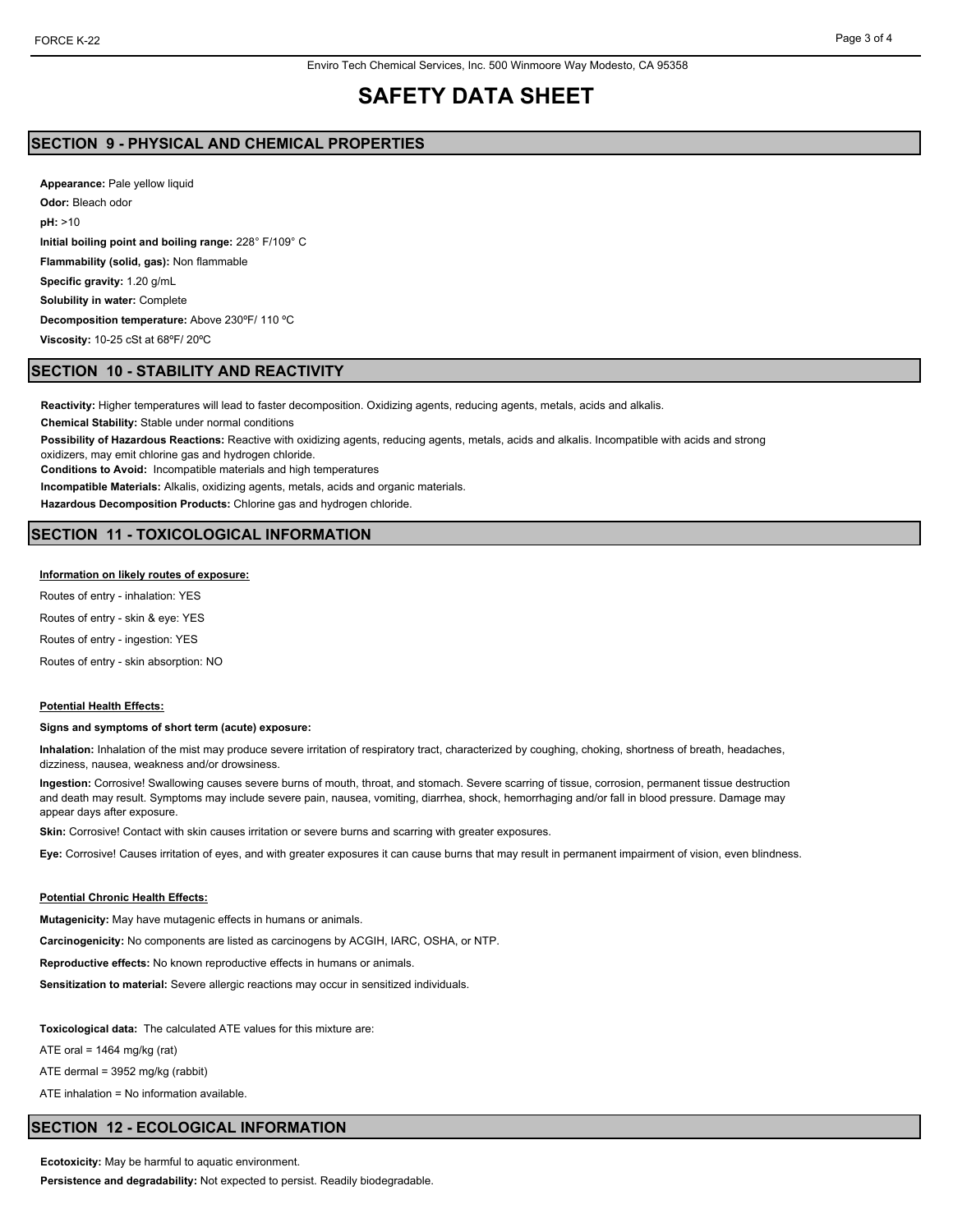Enviro Tech Chemical Services, Inc. 500 Winmoore Way Modesto, CA 95358

# SAFETY DATA SHEET

## SECTION 9 - PHYSICAL AND CHEMICAL PROPERTIES

**Appearance:** Pale yellow liquid

**Odor:** Bleach odor

**pH:** >10

**Initial boiling point and boiling range:** 228° F/109° C

**Flammability (solid, gas):** Non flammable

**Specific gravity:** 1.20 g/mL

**Solubility in water:** Complete

**Decomposition temperature:** Above 230ºF/ 110 ºC

**Viscosity:** 10-25 cSt at 68ºF/ 20ºC

## SECTION 10 - STABILITY AND REACTIVITY

**Reactivity:** Higher temperatures will lead to faster decomposition. Oxidizing agents, reducing agents, metals, acids and alkalis.

**Chemical Stability:** Stable under normal conditions

**Possibility of Hazardous Reactions:** Reactive with oxidizing agents, reducing agents, metals, acids and alkalis. Incompatible with acids and strong oxidizers, may emit chlorine gas and hydrogen chloride.

**Conditions to Avoid:** Incompatible materials and high temperatures

**Incompatible Materials:** Alkalis, oxidizing agents, metals, acids and organic materials.

**Hazardous Decomposition Products:** Chlorine gas and hydrogen chloride.

## SECTION 11 - TOXICOLOGICAL INFORMATION

**Information on likely routes of exposure:**

Routes of entry - inhalation: YES

Routes of entry - skin & eye: YES

Routes of entry - ingestion: YES

Routes of entry - skin absorption: NO

**Potential Health Effects:**

**Signs and symptoms of short term (acute) exposure:**

**Inhalation:** Inhalation of the mist may produce severe irritation of respiratory tract, characterized by coughing, choking, shortness of breath, headaches, dizziness, nausea, weakness and/or drowsiness.

**Ingestion:** Corrosive! Swallowing causes severe burns of mouth, throat, and stomach. Severe scarring of tissue, corrosion, permanent tissue destruction and death may result. Symptoms may include severe pain, nausea, vomiting, diarrhea, shock, hemorrhaging and/or fall in blood pressure. Damage may appear days after exposure.

**Skin:** Corrosive! Contact with skin causes irritation or severe burns and scarring with greater exposures.

**Eye:** Corrosive! Causes irritation of eyes, and with greater exposures it can cause burns that may result in permanent impairment of vision, even blindness.

**Potential Chronic Health Effects:**

**Mutagenicity:** May have mutagenic effects in humans or animals.

**Carcinogenicity:** No components are listed as carcinogens by ACGIH, IARC, OSHA, or NTP.

**Reproductive effects:** No known reproductive effects in humans or animals.

**Sensitization to material:** Severe allergic reactions may occur in sensitized individuals.

**Toxicological data:** The calculated ATE values for this mixture are:

ATE oral = 1464 mg/kg (rat)

ATE dermal = 3952 mg/kg (rabbit)

ATE inhalation = No information available.

## SECTION 12 - ECOLOGICAL INFORMATION

**Ecotoxicity:** May be harmful to aquatic environment.

**Persistence and degradability:** Not expected to persist. Readily biodegradable.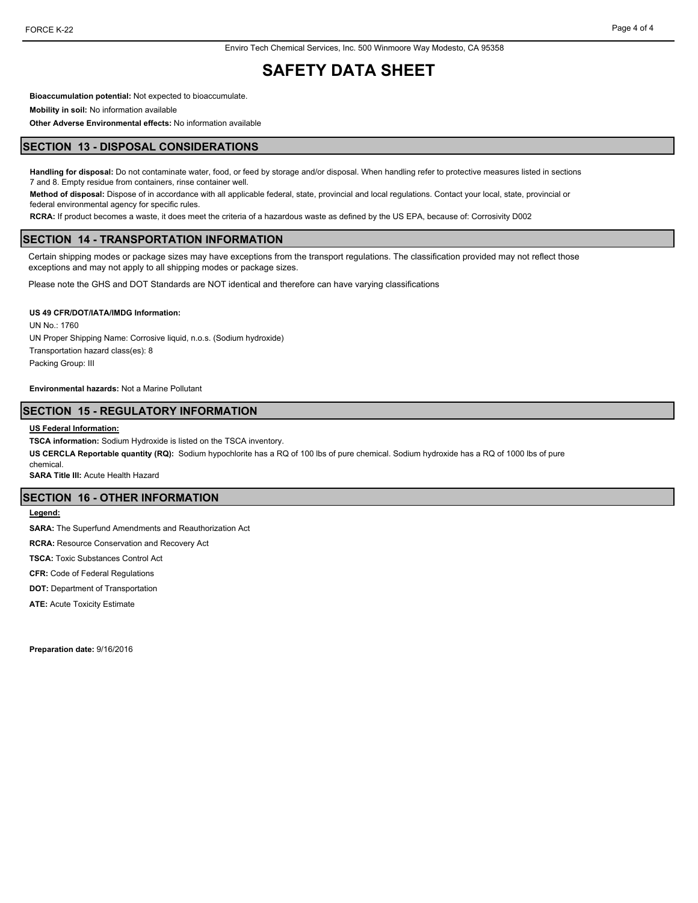# SAFETY DATA SHEET

**Bioaccumulation potential:** Not expected to bioaccumulate.

**Mobility in soil:** No information available

**Other Adverse Environmental effects:** No information available

## SECTION 13 - DISPOSAL CONSIDERATIONS

**Handling for disposal:** Do not contaminate water, food, or feed by storage and/or disposal. When handling refer to protective measures listed in sections 7 and 8. Empty residue from containers, rinse container well.

**Method of disposal:** Dispose of in accordance with all applicable federal, state, provincial and local regulations. Contact your local, state, provincial or federal environmental agency for specific rules.

**RCRA:** If product becomes a waste, it does meet the criteria of a hazardous waste as defined by the US EPA, because of: Corrosivity D002

## SECTION 14 - TRANSPORTATION INFORMATION

Certain shipping modes or package sizes may have exceptions from the transport regulations. The classification provided may not reflect those exceptions and may not apply to all shipping modes or package sizes.

Please note the GHS and DOT Standards are NOT identical and therefore can have varying classifications

**US 49 CFR/DOT/IATA/IMDG Information:**

UN No.: 1760

UN Proper Shipping Name: Corrosive liquid, n.o.s. (Sodium hydroxide)

Transportation hazard class(es): 8

Packing Group: III

**Environmental hazards:** Not a Marine Pollutant

## SECTION 15 - REGULATORY INFORMATION

**US Federal Information:**

**TSCA information:** Sodium Hydroxide is listed on the TSCA inventory.

**US CERCLA Reportable quantity (RQ):** Sodium hypochlorite has a RQ of 100 lbs of pure chemical. Sodium hydroxide has a RQ of 1000 lbs of pure chemical.

**SARA Title III:** Acute Health Hazard

## SECTION 16 - OTHER INFORMATION

**Legend:**

**SARA:** The Superfund Amendments and Reauthorization Act

**RCRA:** Resource Conservation and Recovery Act

**TSCA:** Toxic Substances Control Act

**CFR:** Code of Federal Regulations

**DOT:** Department of Transportation

**ATE:** Acute Toxicity Estimate

**Preparation date:** 9/16/2016